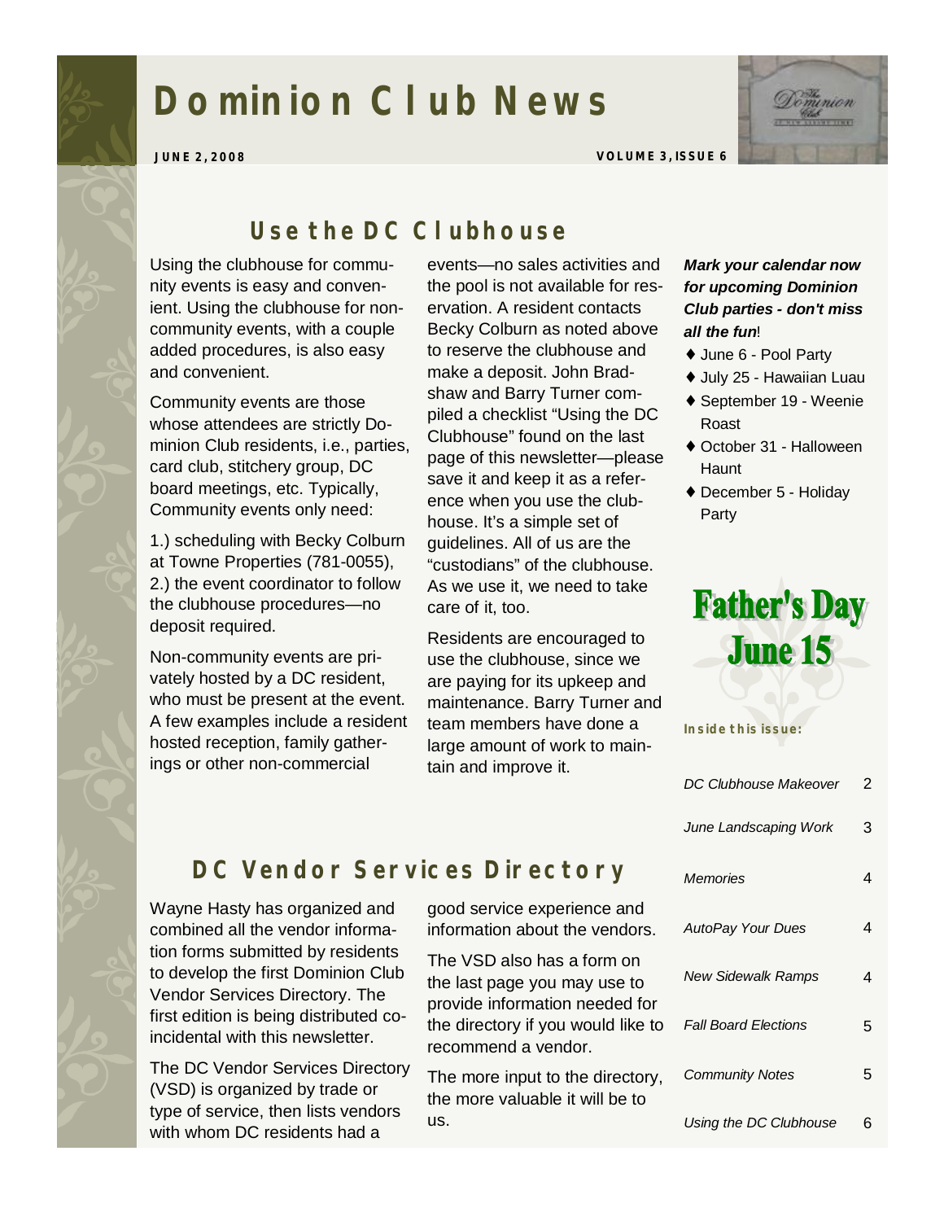# Dominion Club News

**JUNE 2, 2008** **VOLUME 3, ISSUE 6**

## Use the DC Clubhouse

Using the clubhouse for community events is easy and convenient. Using the clubhouse for non-community events, with a couple added procedures, is also easy and convenient.

Community events are those whose attendees are strictly Dominion Club residents, i.e., parties, card club, stitchery group, DC board meetings, etc. Typically, Community events only need:

1.) scheduling with Becky Colburn at Towne Properties (781-0055), 2.) the event coordinator to follow the clubhouse procedures—no deposit required.

Non-community events are privately hosted by a DC resident, who must be present at the event. A few examples include a resident hosted reception, family gatherings or other non-commercial events—no sales activities and the pool is not available for reservation. A resident contacts Becky Colburn as noted above to reserve the clubhouse and make a deposit. John Bradshaw and Barry Turner compiled a checklist "Using the DC Clubhouse" found on the last page of this newsletter—please save it and keep it as a reference when you use the clubhouse. It's a simple set of guidelines. All of us are the "custodians" of the clubhouse. As we use it, we need to take care of it, too.

Residents are encouraged to use the clubhouse, since we are paying for its upkeep and maintenance. Barry Turner and team members have done a large amount of work to maintain and improve it.

***Mark your calendar now for upcoming Dominion Club parties - don't miss all the fun***!

- June 6 - Pool Party
- July 25 - Hawaiian Luau
- September 19 - Weenie Roast
- October 31 - Halloween Haunt
- December 5 - Holiday Party

**Father's Day June 15**

**Inside this issue:**

| | |
|---|---|
| *DC Clubhouse Makeover* | 2 |
| *June Landscaping Work* | 3 |
| *Memories* | 4 |
| *AutoPay Your Dues* | 4 |
| *New Sidewalk Ramps* | 4 |
| *Fall Board Elections* | 5 |
| *Community Notes* | 5 |
| *Using the DC Clubhouse* | 6 |

## DC Vendor Services Directory

Wayne Hasty has organized and combined all the vendor information forms submitted by residents to develop the first Dominion Club Vendor Services Directory. The first edition is being distributed coincidental with this newsletter.

The DC Vendor Services Directory (VSD) is organized by trade or type of service, then lists vendors with whom DC residents had a good service experience and information about the vendors.

The VSD also has a form on the last page you may use to provide information needed for the directory if you would like to recommend a vendor.

The more input to the directory, the more valuable it will be to us.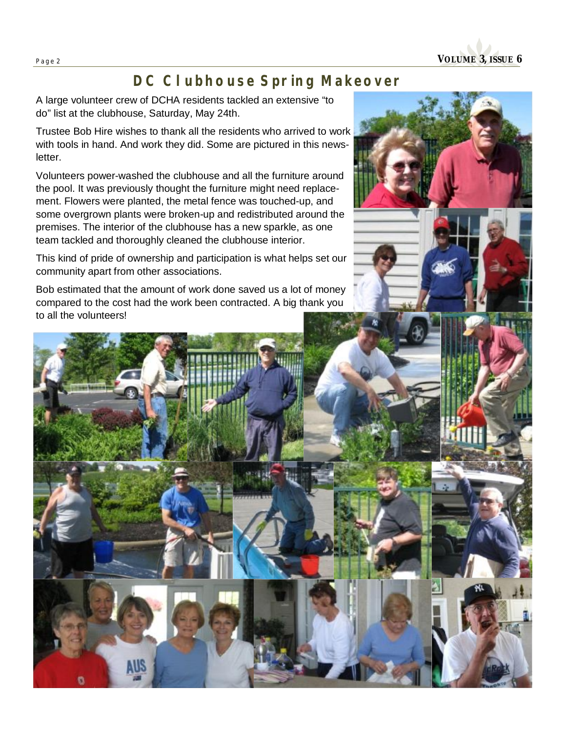# DC Clubhouse Spring Makeover

A large volunteer crew of DCHA residents tackled an extensive "to do" list at the clubhouse, Saturday, May 24th.

Trustee Bob Hire wishes to thank all the residents who arrived to work with tools in hand. And work they did. Some are pictured in this newsletter.

Volunteers power-washed the clubhouse and all the furniture around the pool. It was previously thought the furniture might need replacement. Flowers were planted, the metal fence was touched-up, and some overgrown plants were broken-up and redistributed around the premises. The interior of the clubhouse has a new sparkle, as one team tackled and thoroughly cleaned the clubhouse interior.

This kind of pride of ownership and participation is what helps set our community apart from other associations.

Bob estimated that the amount of work done saved us a lot of money compared to the cost had the work been contracted. A big thank you to all the volunteers!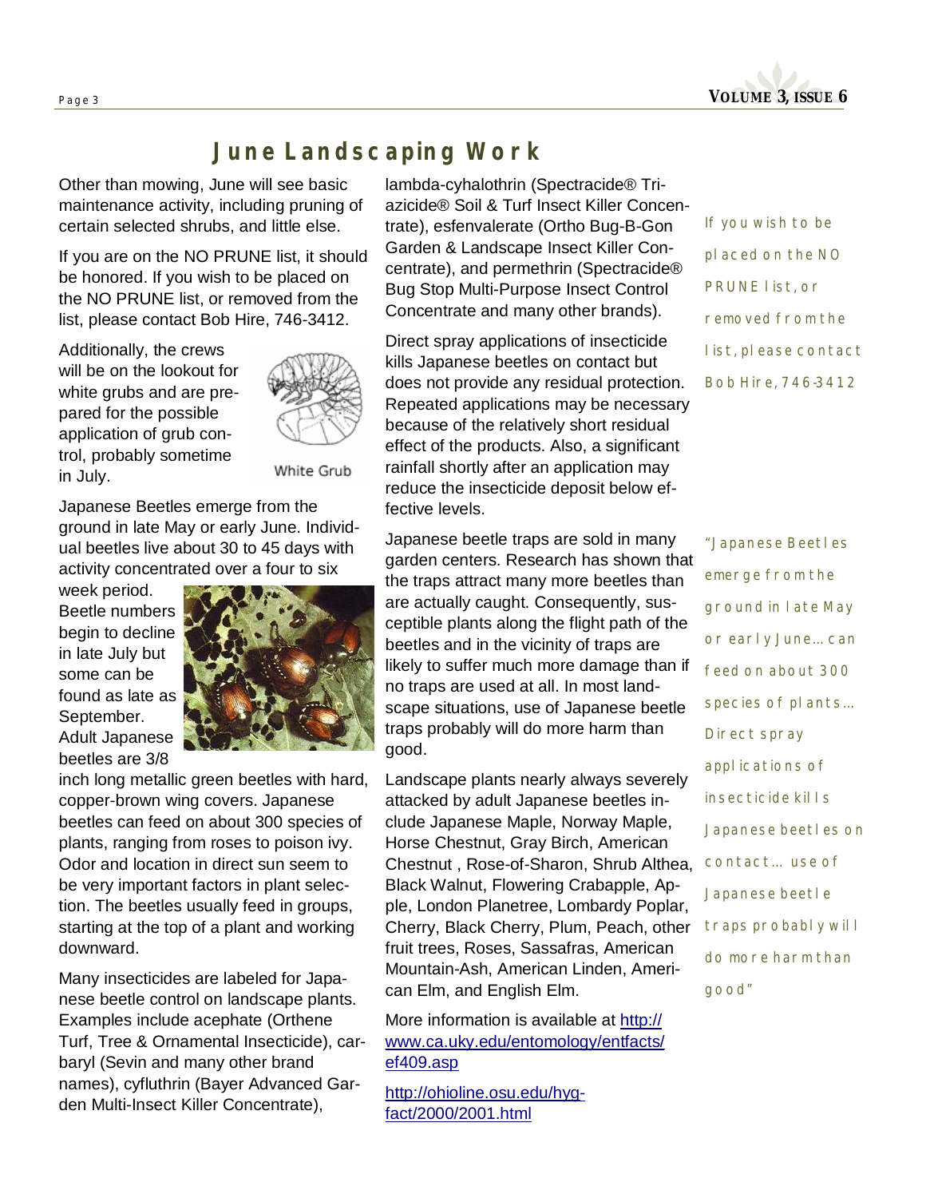# June Landscaping Work

Other than mowing, June will see basic maintenance activity, including pruning of certain selected shrubs, and little else.

If you are on the NO PRUNE list, it should be honored. If you wish to be placed on the NO PRUNE list, or removed from the list, please contact Bob Hire, 746-3412.

Additionally, the crews will be on the lookout for white grubs and are prepared for the possible application of grub control, probably sometime in July.

White Grub

Japanese Beetles emerge from the ground in late May or early June. Individual beetles live about 30 to 45 days with activity concentrated over a four to six week period. Beetle numbers begin to decline in late July but some can be found as late as September. Adult Japanese beetles are 3/8 inch long metallic green beetles with hard, copper-brown wing covers. Japanese beetles can feed on about 300 species of plants, ranging from roses to poison ivy. Odor and location in direct sun seem to be very important factors in plant selection. The beetles usually feed in groups, starting at the top of a plant and working downward.

Many insecticides are labeled for Japanese beetle control on landscape plants. Examples include acephate (Orthene Turf, Tree & Ornamental Insecticide), carbaryl (Sevin and many other brand names), cyfluthrin (Bayer Advanced Garden Multi-Insect Killer Concentrate), lambda-cyhalothrin (Spectracide® Triazicide® Soil & Turf Insect Killer Concentrate), esfenvalerate (Ortho Bug-B-Gon Garden & Landscape Insect Killer Concentrate), and permethrin (Spectracide® Bug Stop Multi-Purpose Insect Control Concentrate and many other brands).

Direct spray applications of insecticide kills Japanese beetles on contact but does not provide any residual protection. Repeated applications may be necessary because of the relatively short residual effect of the products. Also, a significant rainfall shortly after an application may reduce the insecticide deposit below effective levels.

Japanese beetle traps are sold in many garden centers. Research has shown that the traps attract many more beetles than are actually caught. Consequently, susceptible plants along the flight path of the beetles and in the vicinity of traps are likely to suffer much more damage than if no traps are used at all. In most landscape situations, use of Japanese beetle traps probably will do more harm than good.

Landscape plants nearly always severely attacked by adult Japanese beetles include Japanese Maple, Norway Maple, Horse Chestnut, Gray Birch, American Chestnut , Rose-of-Sharon, Shrub Althea, Black Walnut, Flowering Crabapple, Apple, London Planetree, Lombardy Poplar, Cherry, Black Cherry, Plum, Peach, other fruit trees, Roses, Sassafras, American Mountain-Ash, American Linden, American Elm, and English Elm.

More information is available at http://www.ca.uky.edu/entomology/entfacts/ef409.asp

http://ohioline.osu.edu/hyg-fact/2000/2001.html

*If you wish to be placed on the NO PRUNE list, or removed from the list, please contact Bob Hire, 746-3412*

*"Japanese Beetles emerge from the ground in late May or early June… can feed on about 300 species of plants… Direct spray applications of insecticide kills Japanese beetles on contact… use of Japanese beetle traps probably will do more harm than good"*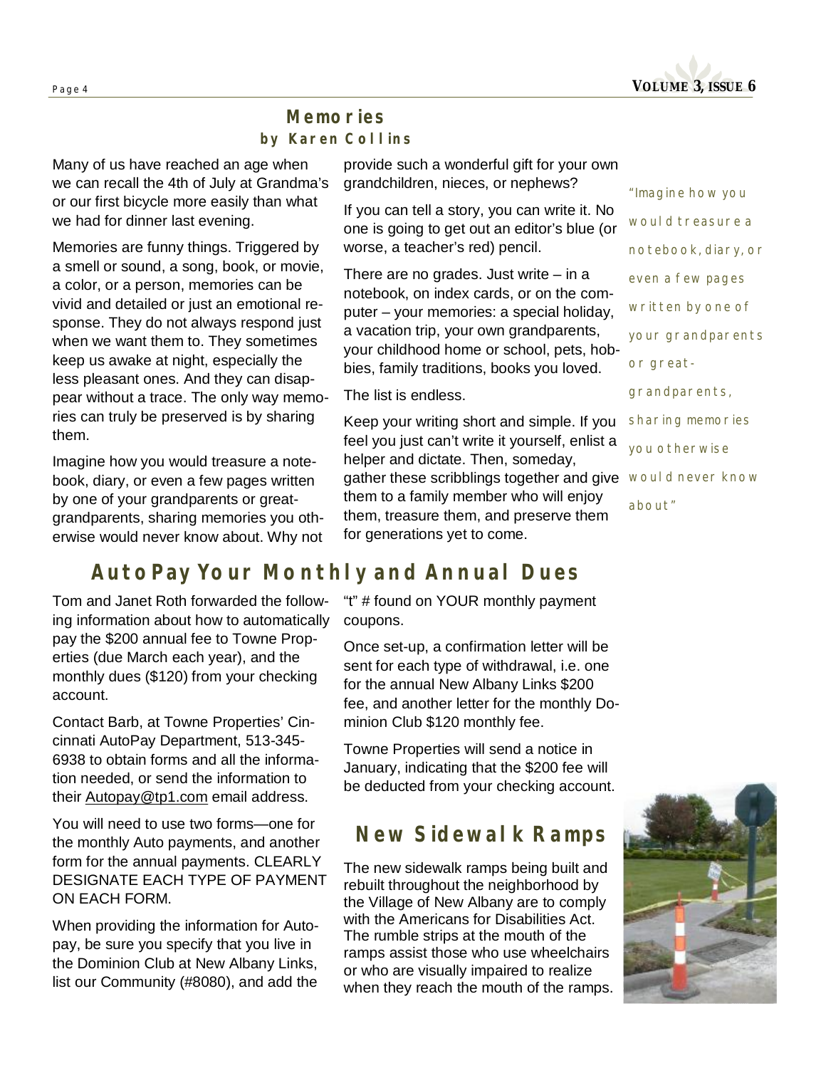## Memories

### by Karen Collins

Many of us have reached an age when we can recall the 4th of July at Grandma's or our first bicycle more easily than what we had for dinner last evening.

Memories are funny things. Triggered by a smell or sound, a song, book, or movie, a color, or a person, memories can be vivid and detailed or just an emotional response. They do not always respond just when we want them to. They sometimes keep us awake at night, especially the less pleasant ones. And they can disappear without a trace. The only way memories can truly be preserved is by sharing them.

Imagine how you would treasure a notebook, diary, or even a few pages written by one of your grandparents or great-grandparents, sharing memories you otherwise would never know about. Why not provide such a wonderful gift for your own grandchildren, nieces, or nephews?

If you can tell a story, you can write it. No one is going to get out an editor's blue (or worse, a teacher's red) pencil.

There are no grades. Just write – in a notebook, on index cards, or on the computer – your memories: a special holiday, a vacation trip, your own grandparents, your childhood home or school, pets, hobbies, family traditions, books you loved.

The list is endless.

Keep your writing short and simple. If you feel you just can't write it yourself, enlist a helper and dictate. Then, someday, gather these scribblings together and give them to a family member who will enjoy them, treasure them, and preserve them for generations yet to come.

*"Imagine how you would treasure a notebook, diary, or even a few pages written by one of your grandparents or great-grandparents, sharing memories you otherwise would never know about"*

## AutoPay Your Monthly and Annual Dues

Tom and Janet Roth forwarded the following information about how to automatically pay the $200 annual fee to Towne Properties (due March each year), and the monthly dues ($120) from your checking account.

Contact Barb, at Towne Properties' Cincinnati AutoPay Department, 513-345-6938 to obtain forms and all the information needed, or send the information to their Autopay@tp1.com email address.

You will need to use two forms—one for the monthly Auto payments, and another form for the annual payments. CLEARLY DESIGNATE EACH TYPE OF PAYMENT ON EACH FORM.

When providing the information for Autopay, be sure you specify that you live in the Dominion Club at New Albany Links, list our Community (#8080), and add the "t" # found on YOUR monthly payment coupons.

Once set-up, a confirmation letter will be sent for each type of withdrawal, i.e. one for the annual New Albany Links $200 fee, and another letter for the monthly Dominion Club $120 monthly fee.

Towne Properties will send a notice in January, indicating that the $200 fee will be deducted from your checking account.

## New Sidewalk Ramps

The new sidewalk ramps being built and rebuilt throughout the neighborhood by the Village of New Albany are to comply with the Americans for Disabilities Act. The rumble strips at the mouth of the ramps assist those who use wheelchairs or who are visually impaired to realize when they reach the mouth of the ramps.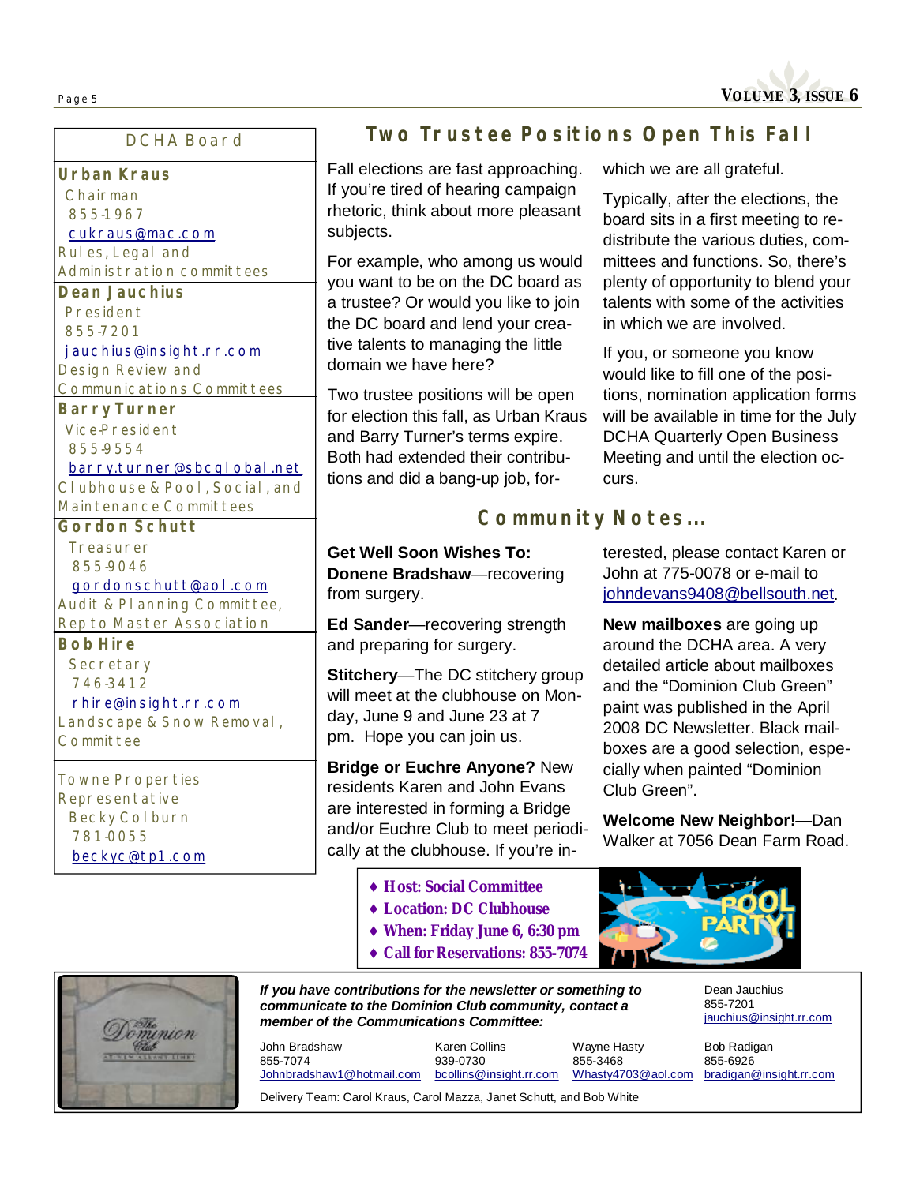## DCHA Board

**Urban Kraus**
Chairman
855-1967
cukraus@mac.com
Rules, Legal and Administration committees

**Dean Jauchius**
President
855-7201
jauchius@insight.rr.com
Design Review and Communications Committees

**Barry Turner**
Vice-President
855-9554
barry.turner@sbcglobal.net
Clubhouse & Pool, Social, and Maintenance Committees

**Gordon Schutt**
Treasurer
855-9046
gordonschutt@aol.com
Audit & Planning Committee, Rep to Master Association

**Bob Hire**
Secretary
746-3412
rhire@insight.rr.com
Landscape & Snow Removal, Committee

Towne Properties Representative
Becky Colburn
781-0055
beckyc@tp1.com

## Two Trustee Positions Open This Fall

Fall elections are fast approaching. If you're tired of hearing campaign rhetoric, think about more pleasant subjects.

For example, who among us would you want to be on the DC board as a trustee? Or would you like to join the DC board and lend your creative talents to managing the little domain we have here?

Two trustee positions will be open for election this fall, as Urban Kraus and Barry Turner's terms expire. Both had extended their contributions and did a bang-up job, for which we are all grateful.

Typically, after the elections, the board sits in a first meeting to re-distribute the various duties, committees and functions. So, there's plenty of opportunity to blend your talents with some of the activities in which we are involved.

If you, or someone you know would like to fill one of the positions, nomination application forms will be available in time for the July DCHA Quarterly Open Business Meeting and until the election occurs.

## Community Notes…

**Get Well Soon Wishes To:**
**Donene Bradshaw**—recovering from surgery.

**Ed Sander**—recovering strength and preparing for surgery.

**Stitchery**—The DC stitchery group will meet at the clubhouse on Monday, June 9 and June 23 at 7 pm. Hope you can join us.

**Bridge or Euchre Anyone?** New residents Karen and John Evans are interested in forming a Bridge and/or Euchre Club to meet periodically at the clubhouse. If you're interested, please contact Karen or John at 775-0078 or e-mail to johndevans9408@bellsouth.net.

**New mailboxes** are going up around the DCHA area. A very detailed article about mailboxes and the "Dominion Club Green" paint was published in the April 2008 DC Newsletter. Black mailboxes are a good selection, especially when painted "Dominion Club Green".

**Welcome New Neighbor!**—Dan Walker at 7056 Dean Farm Road.

- **Host: Social Committee**
- **Location: DC Clubhouse**
- **When: Friday June 6, 6:30 pm**
- **Call for Reservations: 855-7074**

POOL PARTY!

***If you have contributions for the newsletter or something to communicate to the Dominion Club community, contact a member of the Communications Committee:***

Dean Jauchius
855-7201
jauchius@insight.rr.com

John Bradshaw
855-7074
Johnbradshaw1@hotmail.com

Karen Collins
939-0730
bcollins@insight.rr.com

Wayne Hasty
855-3468
Whasty4703@aol.com

Bob Radigan
855-6926
bradigan@insight.rr.com

Delivery Team: Carol Kraus, Carol Mazza, Janet Schutt, and Bob White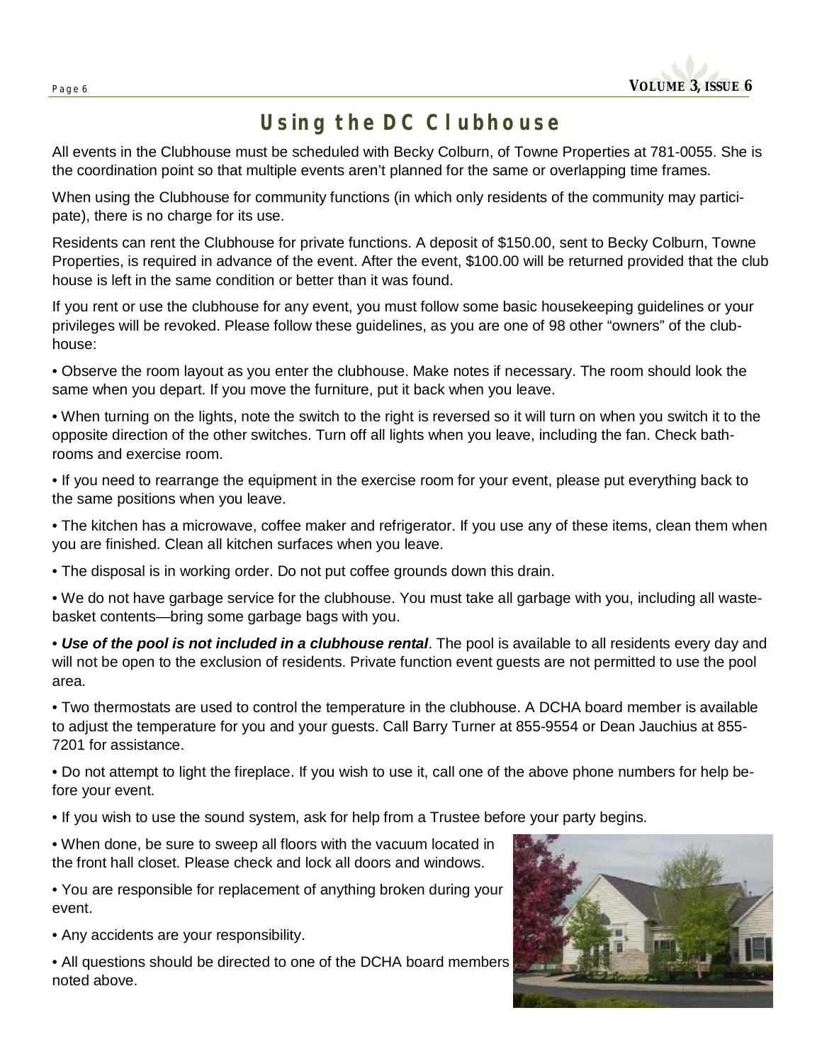# Using the DC Clubhouse

All events in the Clubhouse must be scheduled with Becky Colburn, of Towne Properties at 781-0055. She is the coordination point so that multiple events aren't planned for the same or overlapping time frames.

When using the Clubhouse for community functions (in which only residents of the community may participate), there is no charge for its use.

Residents can rent the Clubhouse for private functions. A deposit of $150.00, sent to Becky Colburn, Towne Properties, is required in advance of the event. After the event, $100.00 will be returned provided that the club house is left in the same condition or better than it was found.

If you rent or use the clubhouse for any event, you must follow some basic housekeeping guidelines or your privileges will be revoked. Please follow these guidelines, as you are one of 98 other "owners" of the clubhouse:

- Observe the room layout as you enter the clubhouse. Make notes if necessary. The room should look the same when you depart. If you move the furniture, put it back when you leave.
- When turning on the lights, note the switch to the right is reversed so it will turn on when you switch it to the opposite direction of the other switches. Turn off all lights when you leave, including the fan. Check bathrooms and exercise room.
- If you need to rearrange the equipment in the exercise room for your event, please put everything back to the same positions when you leave.
- The kitchen has a microwave, coffee maker and refrigerator. If you use any of these items, clean them when you are finished. Clean all kitchen surfaces when you leave.
- The disposal is in working order. Do not put coffee grounds down this drain.
- We do not have garbage service for the clubhouse. You must take all garbage with you, including all wastebasket contents—bring some garbage bags with you.
- ***Use of the pool is not included in a clubhouse rental***. The pool is available to all residents every day and will not be open to the exclusion of residents. Private function event guests are not permitted to use the pool area.
- Two thermostats are used to control the temperature in the clubhouse. A DCHA board member is available to adjust the temperature for you and your guests. Call Barry Turner at 855-9554 or Dean Jauchius at 855-7201 for assistance.
- Do not attempt to light the fireplace. If you wish to use it, call one of the above phone numbers for help before your event.
- If you wish to use the sound system, ask for help from a Trustee before your party begins.
- When done, be sure to sweep all floors with the vacuum located in the front hall closet. Please check and lock all doors and windows.
- You are responsible for replacement of anything broken during your event.
- Any accidents are your responsibility.
- All questions should be directed to one of the DCHA board members noted above.